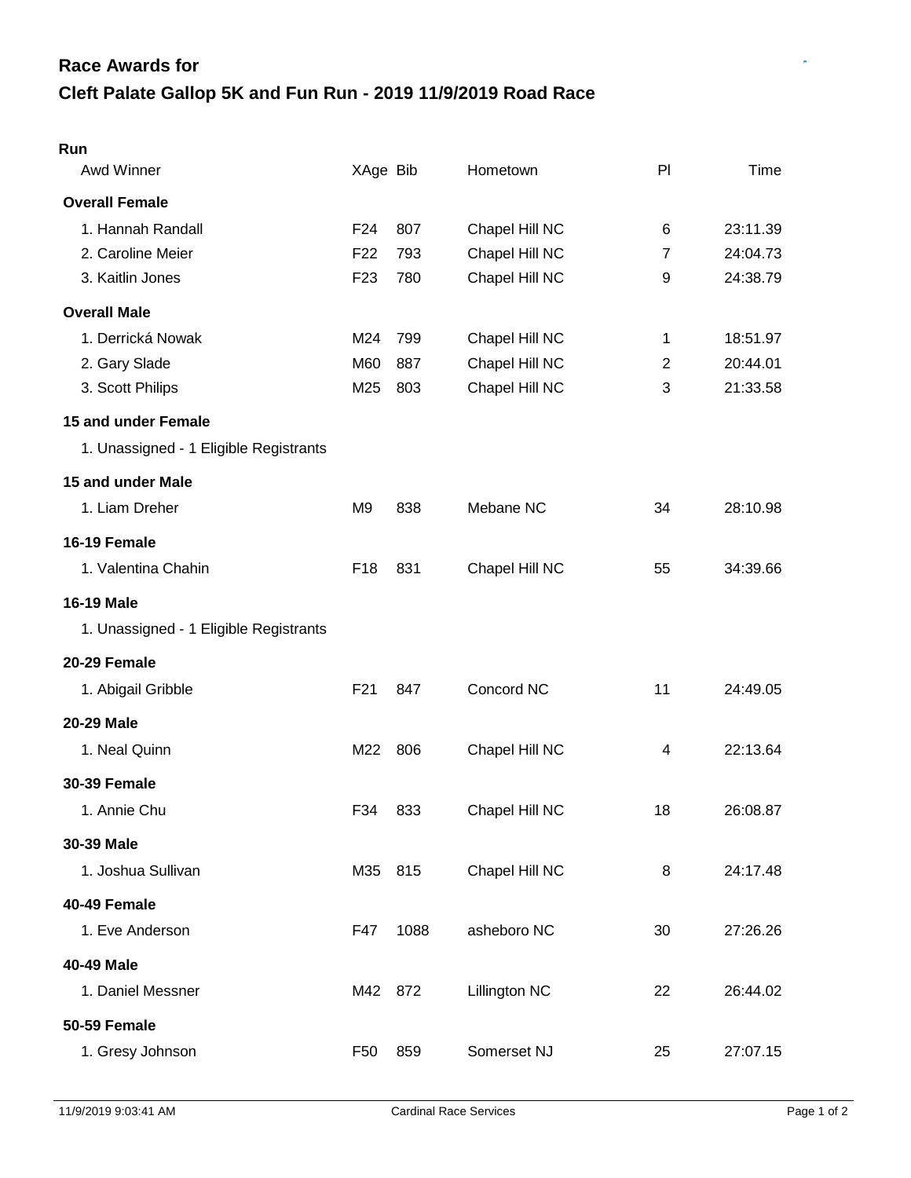## Race Awards for

## Cleft Palate Gallop 5K and Fun Run - 2019 11/9/2019 Road Race

### Run

| Awd Winner | XAge | Bib | Hometown | Pl | Time |
|---|---|---|---|---|---|
| **Overall Female** | | | | | |
| 1. Hannah Randall | F24 | 807 | Chapel Hill NC | 6 | 23:11.39 |
| 2. Caroline Meier | F22 | 793 | Chapel Hill NC | 7 | 24:04.73 |
| 3. Kaitlin Jones | F23 | 780 | Chapel Hill NC | 9 | 24:38.79 |
| **Overall Male** | | | | | |
| 1. Derrická Nowak | M24 | 799 | Chapel Hill NC | 1 | 18:51.97 |
| 2. Gary Slade | M60 | 887 | Chapel Hill NC | 2 | 20:44.01 |
| 3. Scott Philips | M25 | 803 | Chapel Hill NC | 3 | 21:33.58 |
| **15 and under Female** | | | | | |
| 1. Unassigned - 1 Eligible Registrants | | | | | |
| **15 and under Male** | | | | | |
| 1. Liam Dreher | M9 | 838 | Mebane NC | 34 | 28:10.98 |
| **16-19 Female** | | | | | |
| 1. Valentina Chahin | F18 | 831 | Chapel Hill NC | 55 | 34:39.66 |
| **16-19 Male** | | | | | |
| 1. Unassigned - 1 Eligible Registrants | | | | | |
| **20-29 Female** | | | | | |
| 1. Abigail Gribble | F21 | 847 | Concord NC | 11 | 24:49.05 |
| **20-29 Male** | | | | | |
| 1. Neal Quinn | M22 | 806 | Chapel Hill NC | 4 | 22:13.64 |
| **30-39 Female** | | | | | |
| 1. Annie Chu | F34 | 833 | Chapel Hill NC | 18 | 26:08.87 |
| **30-39 Male** | | | | | |
| 1. Joshua Sullivan | M35 | 815 | Chapel Hill NC | 8 | 24:17.48 |
| **40-49 Female** | | | | | |
| 1. Eve Anderson | F47 | 1088 | asheboro NC | 30 | 27:26.26 |
| **40-49 Male** | | | | | |
| 1. Daniel Messner | M42 | 872 | Lillington NC | 22 | 26:44.02 |
| **50-59 Female** | | | | | |
| 1. Gresy Johnson | F50 | 859 | Somerset NJ | 25 | 27:07.15 |

11/9/2019 9:03:41 AM — Cardinal Race Services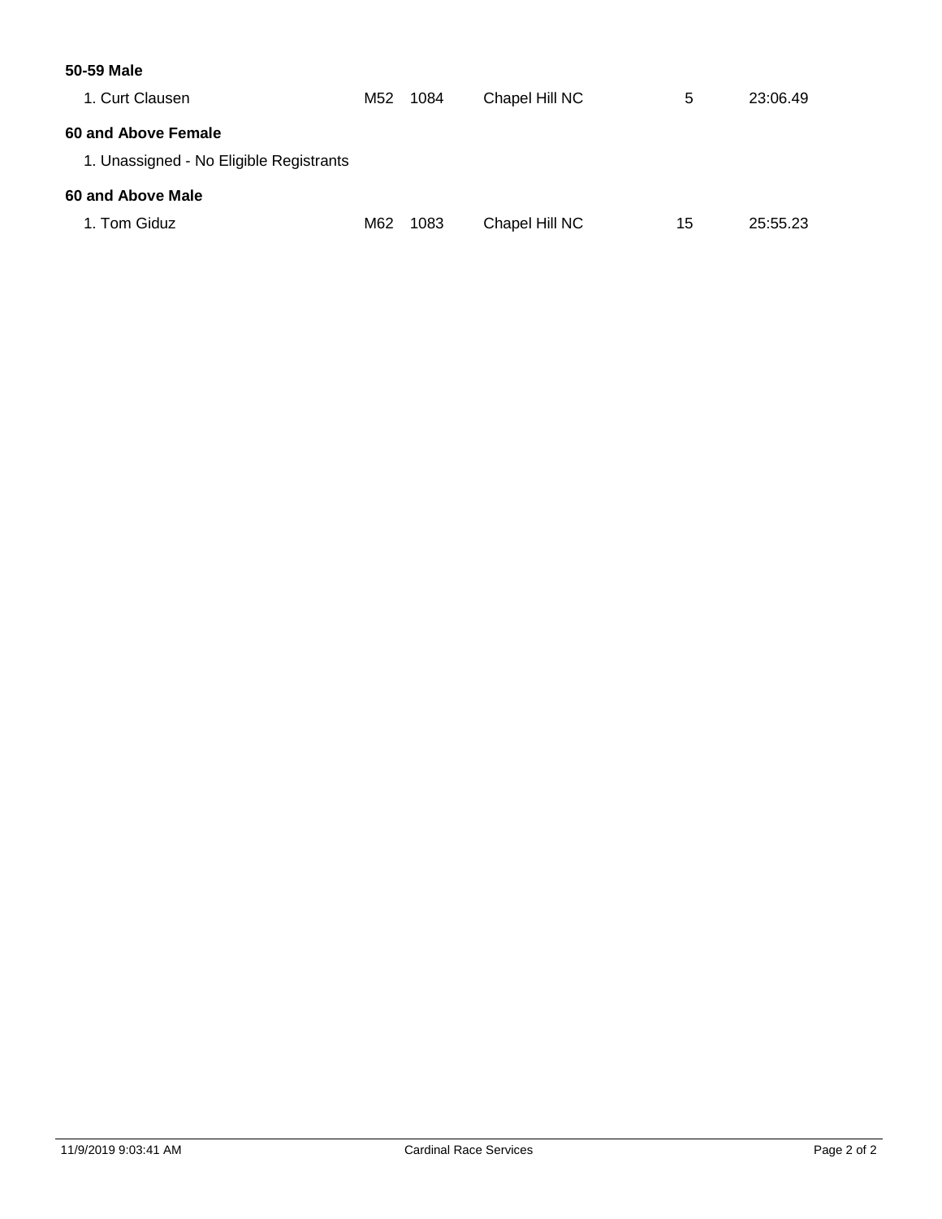**50-59 Male**

| | | | | | |
|---|---|---|---|---|---|
| 1. Curt Clausen | M52 | 1084 | Chapel Hill NC | 5 | 23:06.49 |

**60 and Above Female**

1. Unassigned - No Eligible Registrants

**60 and Above Male**

| | | | | | |
|---|---|---|---|---|---|
| 1. Tom Giduz | M62 | 1083 | Chapel Hill NC | 15 | 25:55.23 |